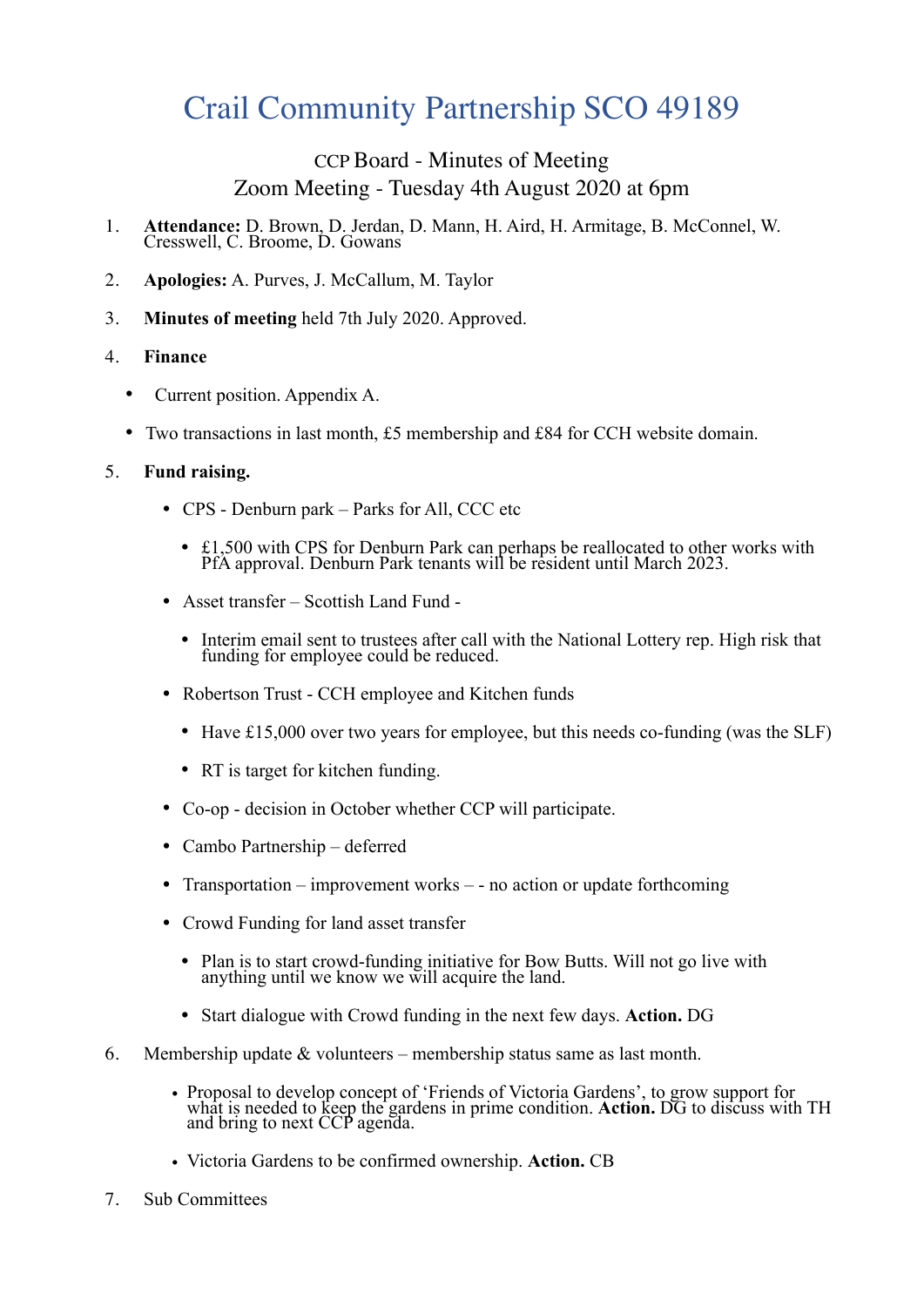# Crail Community Partnership SCO 49189

## CCP Board - Minutes of Meeting
## Zoom Meeting - Tuesday 4th August 2020 at 6pm

1. **Attendance:** D. Brown, D. Jerdan, D. Mann, H. Aird, H. Armitage, B. McConnel, W. Cresswell, C. Broome, D. Gowans

2. **Apologies:** A. Purves, J. McCallum, M. Taylor

3. **Minutes of meeting** held 7th July 2020. Approved.

4. **Finance**

   - Current position. Appendix A.
   - Two transactions in last month, £5 membership and £84 for CCH website domain.

5. **Fund raising.**

   - CPS - Denburn park – Parks for All, CCC etc
     - £1,500 with CPS for Denburn Park can perhaps be reallocated to other works with PfA approval. Denburn Park tenants will be resident until March 2023.
   - Asset transfer – Scottish Land Fund -
     - Interim email sent to trustees after call with the National Lottery rep. High risk that funding for employee could be reduced.
   - Robertson Trust - CCH employee and Kitchen funds
     - Have £15,000 over two years for employee, but this needs co-funding (was the SLF)
     - RT is target for kitchen funding.
   - Co-op - decision in October whether CCP will participate.
   - Cambo Partnership – deferred
   - Transportation – improvement works – - no action or update forthcoming
   - Crowd Funding for land asset transfer
     - Plan is to start crowd-funding initiative for Bow Butts. Will not go live with anything until we know we will acquire the land.
     - Start dialogue with Crowd funding in the next few days. **Action.** DG

6. Membership update & volunteers – membership status same as last month.

   - Proposal to develop concept of 'Friends of Victoria Gardens', to grow support for what is needed to keep the gardens in prime condition. **Action.** DG to discuss with TH and bring to next CCP agenda.
   - Victoria Gardens to be confirmed ownership. **Action.** CB

7. Sub Committees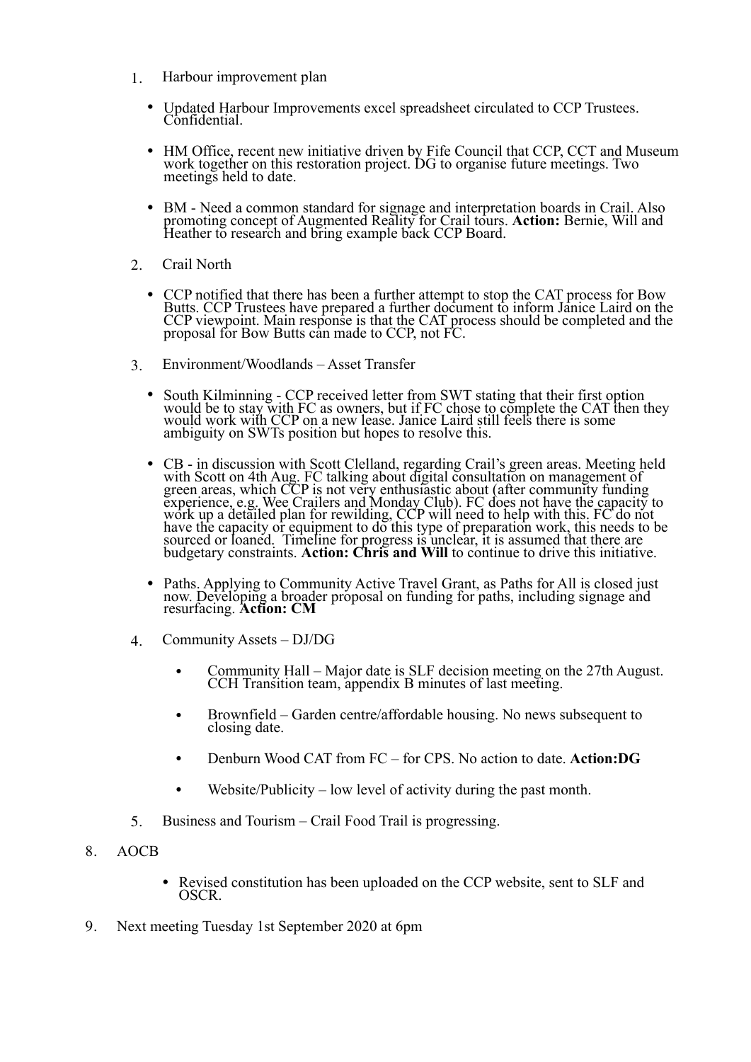1. Harbour improvement plan

    - Updated Harbour Improvements excel spreadsheet circulated to CCP Trustees. Confidential.
    - HM Office, recent new initiative driven by Fife Council that CCP, CCT and Museum work together on this restoration project. DG to organise future meetings. Two meetings held to date.
    - BM - Need a common standard for signage and interpretation boards in Crail. Also promoting concept of Augmented Reality for Crail tours. **Action:** Bernie, Will and Heather to research and bring example back CCP Board.

2. Crail North

    - CCP notified that there has been a further attempt to stop the CAT process for Bow Butts. CCP Trustees have prepared a further document to inform Janice Laird on the CCP viewpoint. Main response is that the CAT process should be completed and the proposal for Bow Butts can made to CCP, not FC.

3. Environment/Woodlands – Asset Transfer

    - South Kilminning - CCP received letter from SWT stating that their first option would be to stay with FC as owners, but if FC chose to complete the CAT then they would work with CCP on a new lease. Janice Laird still feels there is some ambiguity on SWTs position but hopes to resolve this.
    - CB - in discussion with Scott Clelland, regarding Crail's green areas. Meeting held with Scott on 4th Aug. FC talking about digital consultation on management of green areas, which CCP is not very enthusiastic about (after community funding experience, e.g. Wee Crailers and Monday Club). FC does not have the capacity to work up a detailed plan for rewilding, CCP will need to help with this. FC do not have the capacity or equipment to do this type of preparation work, this needs to be sourced or loaned. Timeline for progress is unclear, it is assumed that there are budgetary constraints. **Action: Chris and Will** to continue to drive this initiative.
    - Paths. Applying to Community Active Travel Grant, as Paths for All is closed just now. Developing a broader proposal on funding for paths, including signage and resurfacing. **Action: CM**

4. Community Assets – DJ/DG

    - Community Hall – Major date is SLF decision meeting on the 27th August. CCH Transition team, appendix B minutes of last meeting.
    - Brownfield – Garden centre/affordable housing. No news subsequent to closing date.
    - Denburn Wood CAT from FC – for CPS. No action to date. **Action:DG**
    - Website/Publicity – low level of activity during the past month.

5. Business and Tourism – Crail Food Trail is progressing.

8. AOCB

    - Revised constitution has been uploaded on the CCP website, sent to SLF and OSCR.

9. Next meeting Tuesday 1st September 2020 at 6pm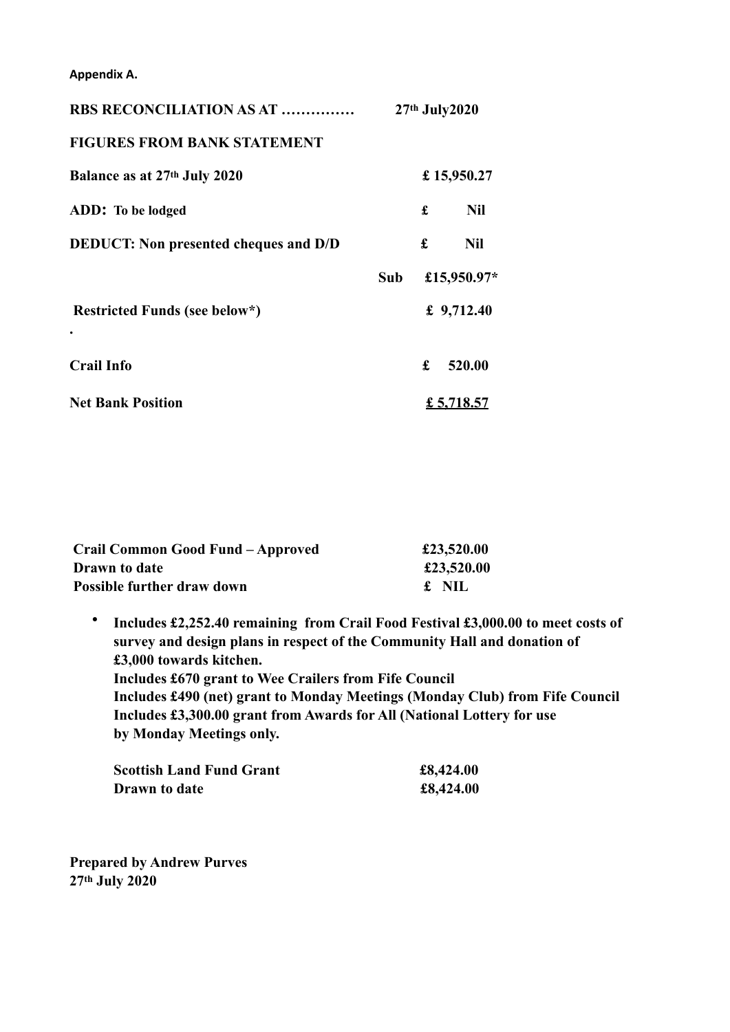**Appendix A.**

| **RBS RECONCILIATION AS AT ……………** | | **27th July2020** |
|---|---|---|
| **FIGURES FROM BANK STATEMENT** | | |
| **Balance as at 27th July 2020** | | **£ 15,950.27** |
| **ADD: To be lodged** | | **£ Nil** |
| **DEDUCT: Non presented cheques and D/D** | | **£ Nil** |
| | **Sub** | **£15,950.97*** |
| **Restricted Funds (see below*)** | | **£ 9,712.40** |
| **.** | | |
| **Crail Info** | | **£ 520.00** |
| **Net Bank Position** | | **£ 5,718.57** |

| **Crail Common Good Fund – Approved** | **£23,520.00** |
|---|---|
| **Drawn to date** | **£23,520.00** |
| **Possible further draw down** | **£ NIL** |

- **Includes £2,252.40 remaining from Crail Food Festival £3,000.00 to meet costs of survey and design plans in respect of the Community Hall and donation of £3,000 towards kitchen.**
  **Includes £670 grant to Wee Crailers from Fife Council**
  **Includes £490 (net) grant to Monday Meetings (Monday Club) from Fife Council**
  **Includes £3,300.00 grant from Awards for All (National Lottery for use by Monday Meetings only.**

| **Scottish Land Fund Grant** | **£8,424.00** |
|---|---|
| **Drawn to date** | **£8,424.00** |

**Prepared by Andrew Purves**
**27th July 2020**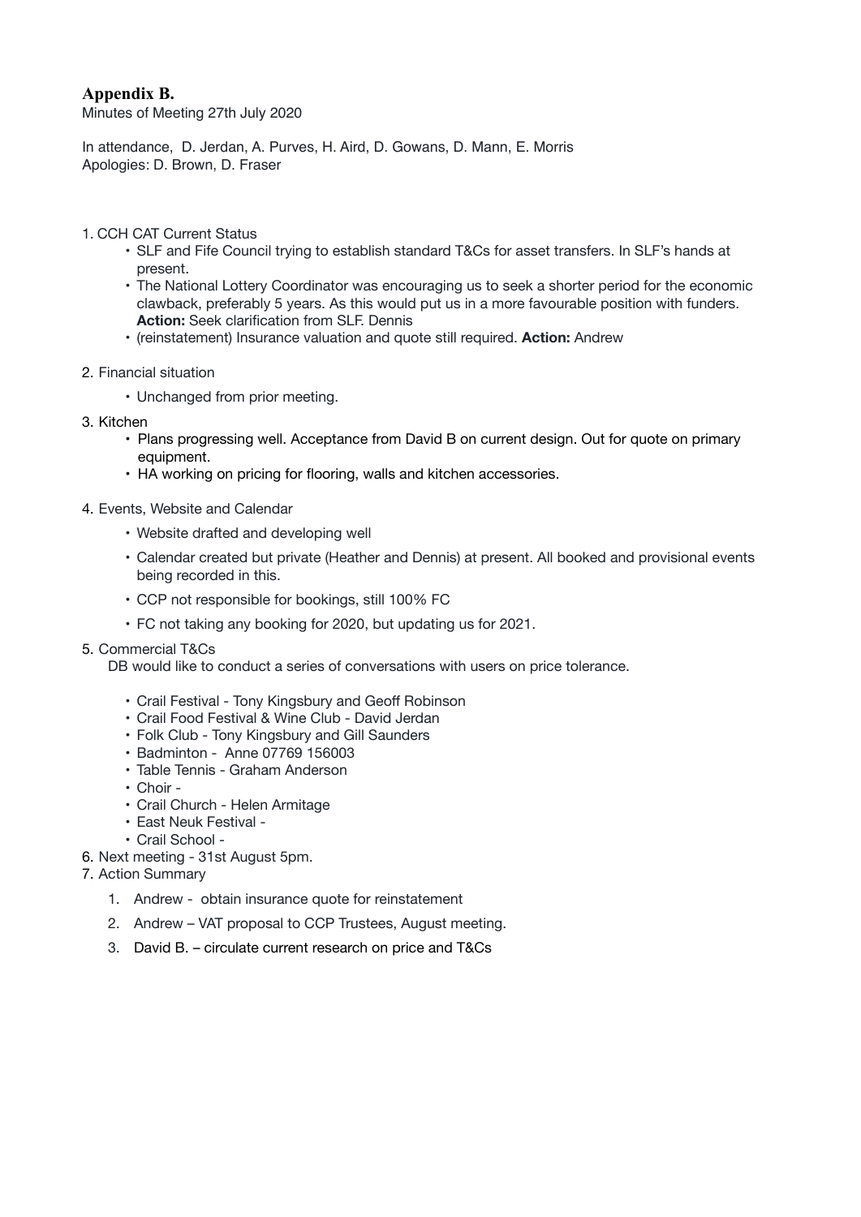## Appendix B.

Minutes of Meeting 27th July 2020

In attendance, D. Jerdan, A. Purves, H. Aird, D. Gowans, D. Mann, E. Morris
Apologies: D. Brown, D. Fraser

1. CCH CAT Current Status
    - SLF and Fife Council trying to establish standard T&Cs for asset transfers. In SLF's hands at present.
    - The National Lottery Coordinator was encouraging us to seek a shorter period for the economic clawback, preferably 5 years. As this would put us in a more favourable position with funders. **Action:** Seek clarification from SLF. Dennis
    - (reinstatement) Insurance valuation and quote still required. **Action:** Andrew
2. Financial situation
    - Unchanged from prior meeting.
3. Kitchen
    - Plans progressing well. Acceptance from David B on current design. Out for quote on primary equipment.
    - HA working on pricing for flooring, walls and kitchen accessories.
4. Events, Website and Calendar
    - Website drafted and developing well
    - Calendar created but private (Heather and Dennis) at present. All booked and provisional events being recorded in this.
    - CCP not responsible for bookings, still 100% FC
    - FC not taking any booking for 2020, but updating us for 2021.
5. Commercial T&Cs

   DB would like to conduct a series of conversations with users on price tolerance.

    - Crail Festival - Tony Kingsbury and Geoff Robinson
    - Crail Food Festival & Wine Club - David Jerdan
    - Folk Club - Tony Kingsbury and Gill Saunders
    - Badminton - Anne 07769 156003
    - Table Tennis - Graham Anderson
    - Choir -
    - Crail Church - Helen Armitage
    - East Neuk Festival -
    - Crail School -
6. Next meeting - 31st August 5pm.
7. Action Summary
    1. Andrew - obtain insurance quote for reinstatement
    2. Andrew – VAT proposal to CCP Trustees, August meeting.
    3. David B. – circulate current research on price and T&Cs